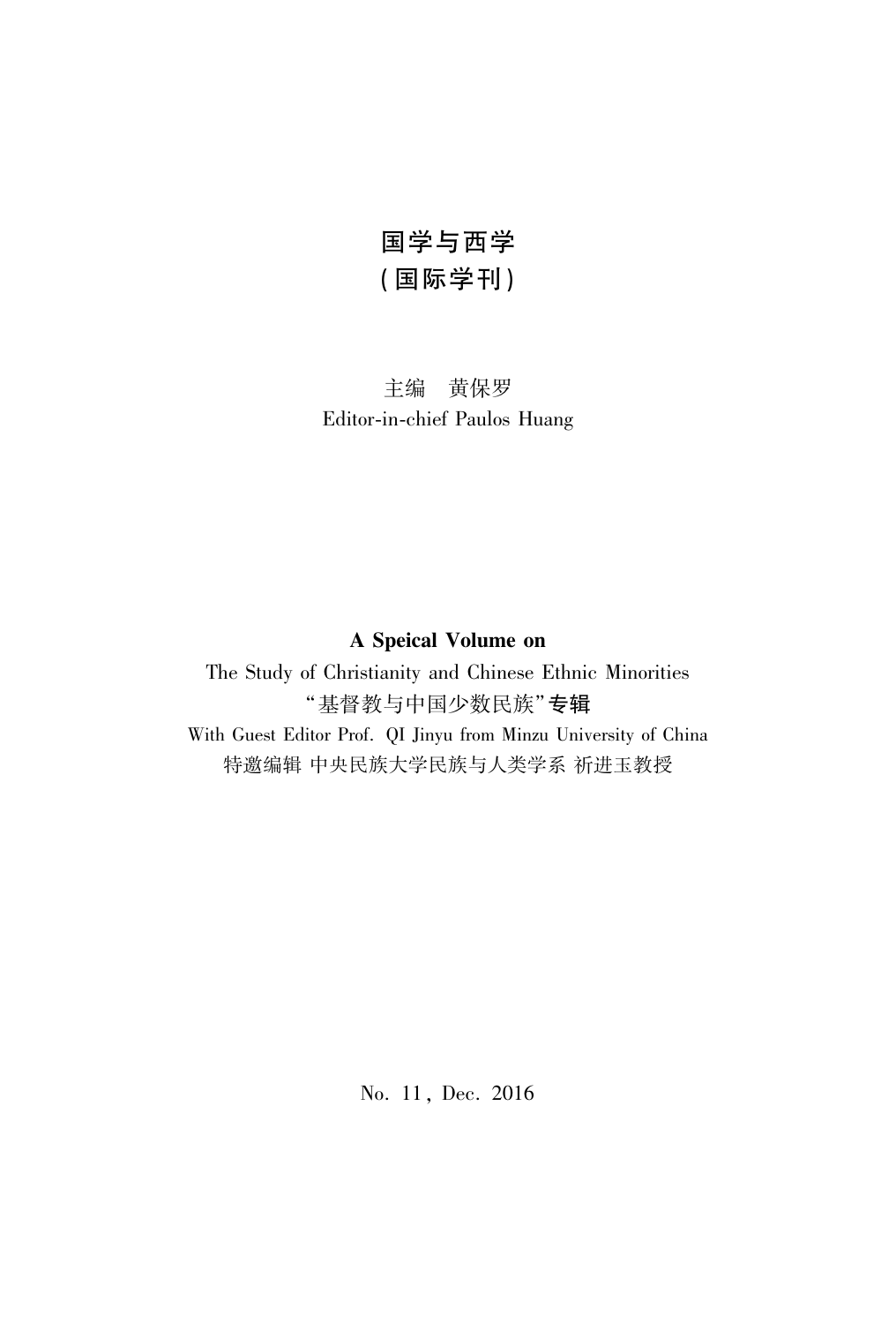# 国学与西学
# (国际学刊)

主编　黄保罗
Editor-in-chief Paulos Huang

**A Speical Volume on**
The Study of Christianity and Chinese Ethnic Minorities
"基督教与中国少数民族"专辑
With Guest Editor Prof. QI Jinyu from Minzu University of China
特邀编辑 中央民族大学民族与人类学系 祁进玉教授

No. 11, Dec. 2016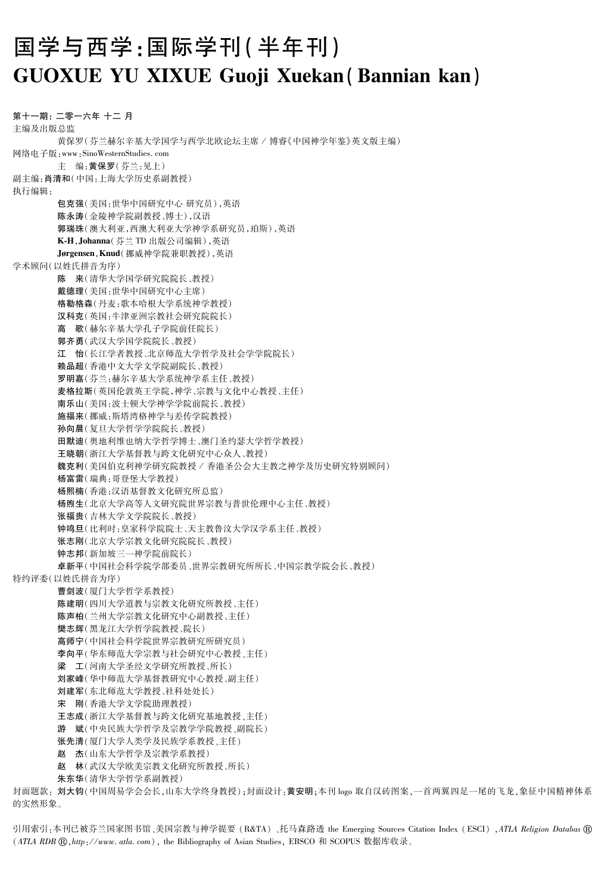# 国学与西学：国际学刊（半年刊）

# GUOXUE YU XIXUE Guoji Xuekan (Bannian kan)

**第十一期：二零一六年 十二 月**

主编及出版总监

**黄保罗**（芬兰赫尔辛基大学国学与西学北欧论坛主席 / 博睿《中国神学年鉴》英文版主编）

网络电子版：www.SinoWesternStudies.com

主　编：**黄保罗**（芬兰：见上）

副主编：**肖清和**（中国：上海大学历史系副教授）

执行编辑：

**包克强**（美国：世华中国研究中心 研究员），英语
**陈永涛**（金陵神学院副教授、博士），汉语
**郭瑞珠**（澳大利亚，西澳大利亚大学神学系研究员，珀斯），英语
**K-H, Johanna**（芬兰 TD 出版公司编辑），英语
**Jørgensen, Knud**（挪威神学院兼职教授），英语

学术顾问（以姓氏拼音为序）

**陈　来**（清华大学国学研究院院长、教授）
**戴德理**（美国：世华中国研究中心主席）
**格勒格森**（丹麦：歌本哈根大学系统神学教授）
**汉科克**（英国：牛津亚洲宗教社会研究院院长）
**高　歌**（赫尔辛基大学孔子学院前任院长）
**郭齐勇**（武汉大学国学院院长、教授）
**江　怡**（长江学者教授、北京师范大学哲学及社会学学院院长）
**赖品超**（香港中文大学文学院副院长、教授）
**罗明嘉**（芬兰：赫尔辛基大学系统神学系主任、教授）
**麦格拉斯**（英国伦敦英王学院，神学、宗教与文化中心教授、主任）
**南乐山**（美国：波士顿大学神学学院前院长、教授）
**施福来**（挪威：斯塔湾格神学与差传学院教授）
**孙向晨**（复旦大学哲学学院院长、教授）
**田默迪**（奥地利维也纳大学哲学博士、澳门圣约瑟大学哲学教授）
**王晓朝**（浙江大学基督教与跨文化研究中心众人、教授）
**魏克利**（美国伯克利神学研究院教授 / 香港圣公会大主教之神学及历史研究特别顾问）
**杨富雷**（瑞典：哥登堡大学教授）
**杨熙楠**（香港：汉语基督教文化研究所总监）
**杨煦生**（北京大学高等人文研究院世界宗教与普世伦理中心主任、教授）
**张福贵**（吉林大学文学院院长、教授）
**钟鸣旦**（比利时：皇家科学院院士、天主教鲁汶大学汉学系主任、教授）
**张志刚**（北京大学宗教文化研究院院长、教授）
**钟志邦**（新加坡三一神学院前院长）
**卓新平**（中国社会科学院学部委员、世界宗教研究所所长、中国宗教学院会长、教授）

特约评委（以姓氏拼音为序）

**曹剑波**（厦门大学哲学系教授）
**陈建明**（四川大学道教与宗教文化研究所教授、主任）
**陈声柏**（兰州大学宗教文化研究中心副教授、主任）
**樊志辉**（黑龙江大学哲学院教授、院长）
**高师宁**（中国社会科学院世界宗教研究所研究员）
**李向平**（华东师范大学宗教与社会研究中心教授、主任）
**梁　工**（河南大学圣经文学研究所教授、所长）
**刘家峰**（华中师范大学基督教研究中心教授、副主任）
**刘建军**（东北师范大学教授、社科处处长）
**宋　刚**（香港大学文学院助理教授）
**王志成**（浙江大学基督教与跨文化研究基地教授、主任）
**游　斌**（中央民族大学哲学及宗教学学院教授、副院长）
**张先清**（厦门大学人类学及民族学系教授、主任）
**赵　杰**（山东大学哲学及宗教学系教授）
**赵　林**（武汉大学欧美宗教文化研究所教授、所长）
**朱东华**（清华大学哲学系副教授）

封面题款：**刘大钧**（中国周易学会会长，山东大学终身教授）；封面设计：**黄安明**；本刊 logo 取自汉砖图案，一首两翼四足一尾的飞龙，象征中国精神体系的实然形象。

引用索引：本刊已被芬兰国家图书馆、美国宗教与神学提要（R&TA）、托马森路透 the Emerging Sources Citation Index（ESCI），*ATLA Religion Databas* ®（*ATLA RDB* ®，*http://www.atla.com*），the Bibliography of Asian Studies，EBSCO 和 SCOPUS 数据库收录。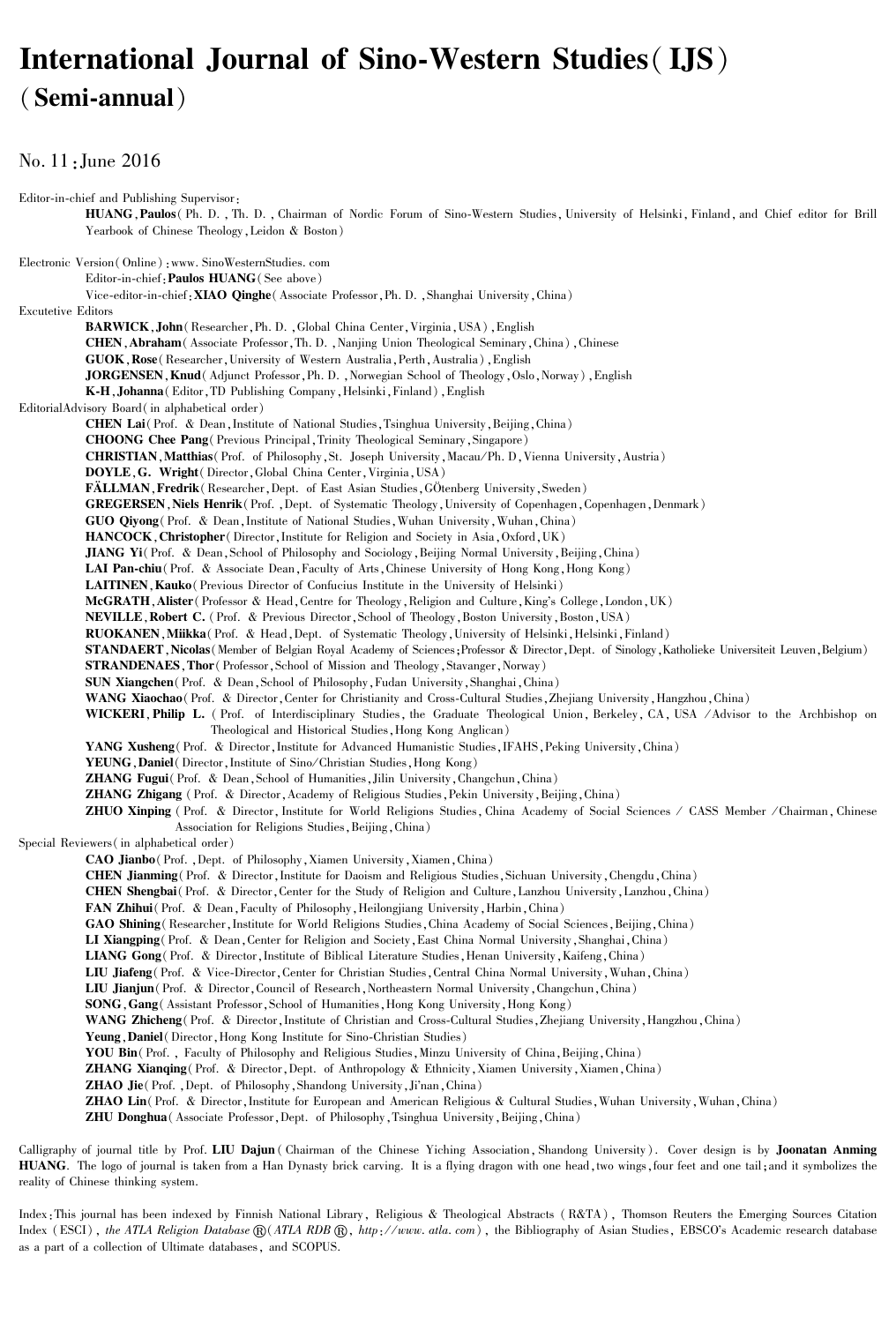# International Journal of Sino-Western Studies（IJS）

## （Semi-annual）

No. 11：June 2016

Editor-in-chief and Publishing Supervisor：

**HUANG，Paulos**（Ph. D.，Th. D.，Chairman of Nordic Forum of Sino-Western Studies，University of Helsinki，Finland，and Chief editor for Brill Yearbook of Chinese Theology，Leidon & Boston）

Electronic Version（Online）：www. SinoWesternStudies. com

Editor-in-chief：**Paulos HUANG**（See above）

Vice-editor-in-chief：**XIAO Qinghe**（Associate Professor，Ph. D.，Shanghai University，China）

Excutetive Editors

**BARWICK，John**（Researcher，Ph. D.，Global China Center，Virginia，USA），English

**CHEN，Abraham**（Associate Professor，Th. D.，Nanjing Union Theological Seminary，China），Chinese

**GUOK，Rose**（Researcher，University of Western Australia，Perth，Australia），English

**JORGENSEN，Knud**（Adjunct Professor，Ph. D.，Norwegian School of Theology，Oslo，Norway），English

**K-H，Johanna**（Editor，TD Publishing Company，Helsinki，Finland），English

EditorialAdvisory Board（in alphabetical order）

**CHEN Lai**（Prof. & Dean，Institute of National Studies，Tsinghua University，Beijing，China）

**CHOONG Chee Pang**（Previous Principal，Trinity Theological Seminary，Singapore）

**CHRISTIAN，Matthias**（Prof. of Philosophy，St. Joseph University，Macau/Ph. D，Vienna University，Austria）

**DOYLE，G. Wright**（Director，Global China Center，Virginia，USA）

**FÄLLMAN，Fredrik**（Researcher，Dept. of East Asian Studies，GÖtenberg University，Sweden）

**GREGERSEN，Niels Henrik**（Prof.，Dept. of Systematic Theology，University of Copenhagen，Copenhagen，Denmark）

**GUO Qiyong**（Prof. & Dean，Institute of National Studies，Wuhan University，Wuhan，China）

**HANCOCK，Christopher**（Director，Institute for Religion and Society in Asia，Oxford，UK）

**JIANG Yi**（Prof. & Dean，School of Philosophy and Sociology，Beijing Normal University，Beijing，China）

**LAI Pan-chiu**（Prof. & Associate Dean，Faculty of Arts，Chinese University of Hong Kong，Hong Kong）

**LAITINEN，Kauko**（Previous Director of Confucius Institute in the University of Helsinki）

**McGRATH，Alister**（Professor & Head，Centre for Theology，Religion and Culture，King's College，London，UK）

**NEVILLE，Robert C.**（Prof. & Previous Director，School of Theology，Boston University，Boston，USA）

**RUOKANEN，Miikka**（Prof. & Head，Dept. of Systematic Theology，University of Helsinki，Helsinki，Finland）

**STANDAERT，Nicolas**（Member of Belgian Royal Academy of Sciences；Professor & Director，Dept. of Sinology，Katholieke Universiteit Leuven，Belgium）

**STRANDENAES，Thor**（Professor，School of Mission and Theology，Stavanger，Norway）

**SUN Xiangchen**（Prof. & Dean，School of Philosophy，Fudan University，Shanghai，China）

**WANG Xiaochao**（Prof. & Director，Center for Christianity and Cross-Cultural Studies，Zhejiang University，Hangzhou，China）

**WICKERI，Philip L.**（Prof. of Interdisciplinary Studies，the Graduate Theological Union，Berkeley，CA，USA /Advisor to the Archbishop on Theological and Historical Studies，Hong Kong Anglican）

**YANG Xusheng**（Prof. & Director，Institute for Advanced Humanistic Studies，IFAHS，Peking University，China）

**YEUNG，Daniel**（Director，Institute of Sino/Christian Studies，Hong Kong）

**ZHANG Fugui**（Prof. & Dean，School of Humanities，Jilin University，Changchun，China）

**ZHANG Zhigang**（Prof. & Director，Academy of Religious Studies，Pekin University，Beijing，China）

**ZHUO Xinping**（Prof. & Director，Institute for World Religions Studies，China Academy of Social Sciences / CASS Member /Chairman，Chinese Association for Religions Studies，Beijing，China）

Special Reviewers（in alphabetical order）

**CAO Jianbo**（Prof.，Dept. of Philosophy，Xiamen University，Xiamen，China）

**CHEN Jianming**（Prof. & Director，Institute for Daoism and Religious Studies，Sichuan University，Chengdu，China）

**CHEN Shengbai**（Prof. & Director，Center for the Study of Religion and Culture，Lanzhou University，Lanzhou，China）

**FAN Zhihui**（Prof. & Dean，Faculty of Philosophy，Heilongjiang University，Harbin，China）

**GAO Shining**（Researcher，Institute for World Religions Studies，China Academy of Social Sciences，Beijing，China）

**LI Xiangping**（Prof. & Dean，Center for Religion and Society，East China Normal University，Shanghai，China）

**LIANG Gong**（Prof. & Director，Institute of Biblical Literature Studies，Henan University，Kaifeng，China）

**LIU Jiafeng**（Prof. & Vice-Director，Center for Christian Studies，Central China Normal University，Wuhan，China）

**LIU Jianjun**（Prof. & Director，Council of Research，Northeastern Normal University，Changchun，China）

**SONG，Gang**（Assistant Professor，School of Humanities，Hong Kong University，Hong Kong）

**WANG Zhicheng**（Prof. & Director，Institute of Christian and Cross-Cultural Studies，Zhejiang University，Hangzhou，China）

**Yeung，Daniel**（Director，Hong Kong Institute for Sino-Christian Studies）

**YOU Bin**（Prof.，Faculty of Philosophy and Religious Studies，Minzu University of China，Beijing，China）

**ZHANG Xianqing**（Prof. & Director，Dept. of Anthropology & Ethnicity，Xiamen University，Xiamen，China）

**ZHAO Jie**（Prof.，Dept. of Philosophy，Shandong University，Ji'nan，China）

**ZHAO Lin**（Prof. & Director，Institute for European and American Religious & Cultural Studies，Wuhan University，Wuhan，China）

**ZHU Donghua**（Associate Professor，Dept. of Philosophy，Tsinghua University，Beijing，China）

Calligraphy of journal title by Prof. **LIU Dajun**（Chairman of the Chinese Yiching Association，Shandong University）. Cover design is by **Joonatan Anming HUANG**. The logo of journal is taken from a Han Dynasty brick carving. It is a flying dragon with one head，two wings，four feet and one tail；and it symbolizes the reality of Chinese thinking system.

Index：This journal has been indexed by Finnish National Library，Religious & Theological Abstracts（R&TA），Thomson Reuters the Emerging Sources Citation Index（ESCI），*the ATLA Religion Database* ®（*ATLA RDB* ®，*http：//www. atla. com*），the Bibliography of Asian Studies，EBSCO's Academic research database as a part of a collection of Ultimate databases，and SCOPUS.